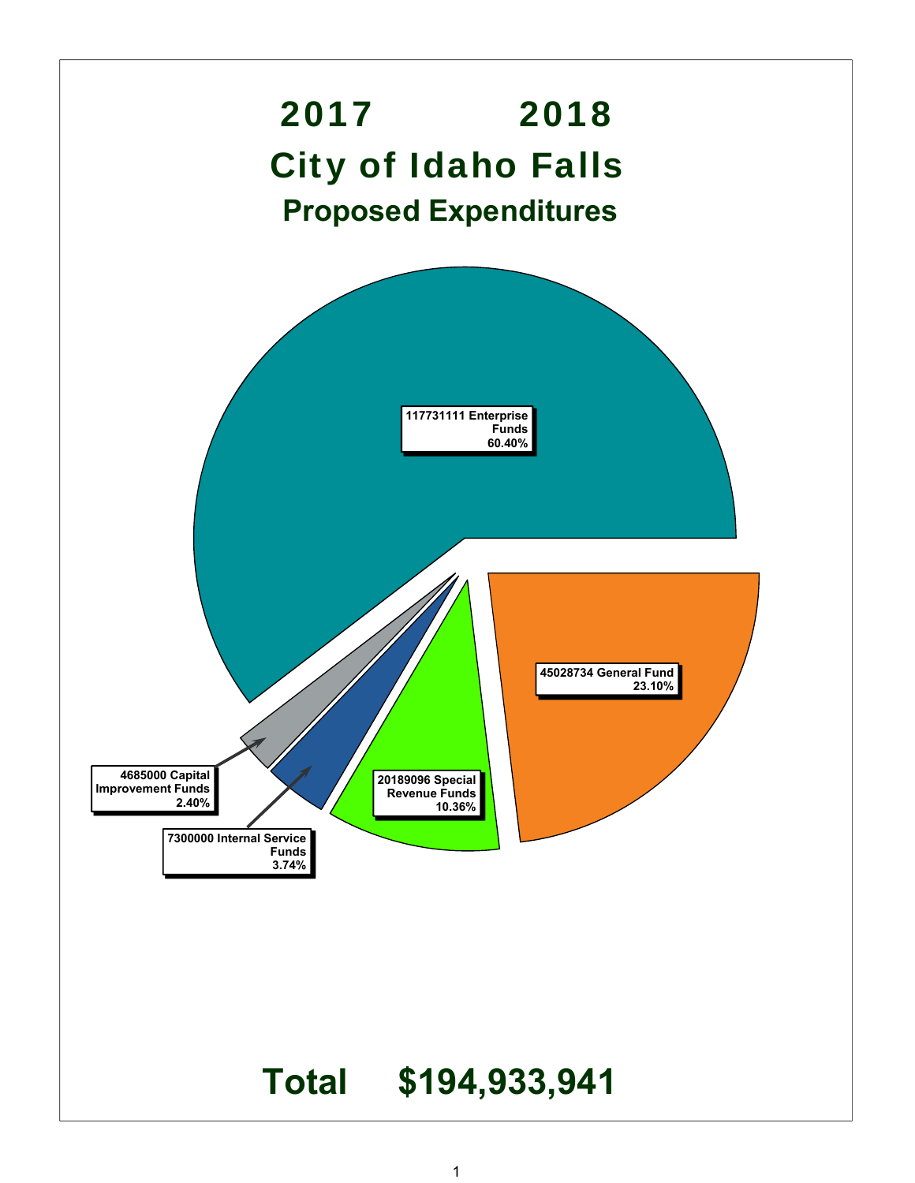# 2017 2018

# City of Idaho Falls

## Proposed Expenditures

| Fund | Amount | Percent |
|---|---|---|
| Enterprise Funds | 117731111 | 60.40% |
| General Fund | 45028734 | 23.10% |
| Special Revenue Funds | 20189096 | 10.36% |
| Internal Service Funds | 7300000 | 3.74% |
| Capital Improvement Funds | 4685000 | 2.40% |

# Total $194,933,941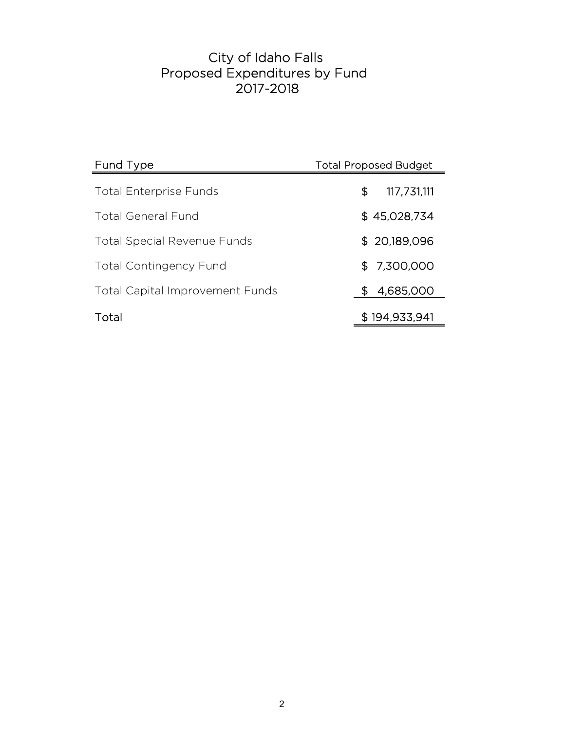# City of Idaho Falls
## Proposed Expenditures by Fund
## 2017-2018

| Fund Type | Total Proposed Budget |
|---|---|
| Total Enterprise Funds | $ 117,731,111 |
| Total General Fund | $ 45,028,734 |
| Total Special Revenue Funds | $ 20,189,096 |
| Total Contingency Fund | $ 7,300,000 |
| Total Capital Improvement Funds | $ 4,685,000 |
| Total | $ 194,933,941 |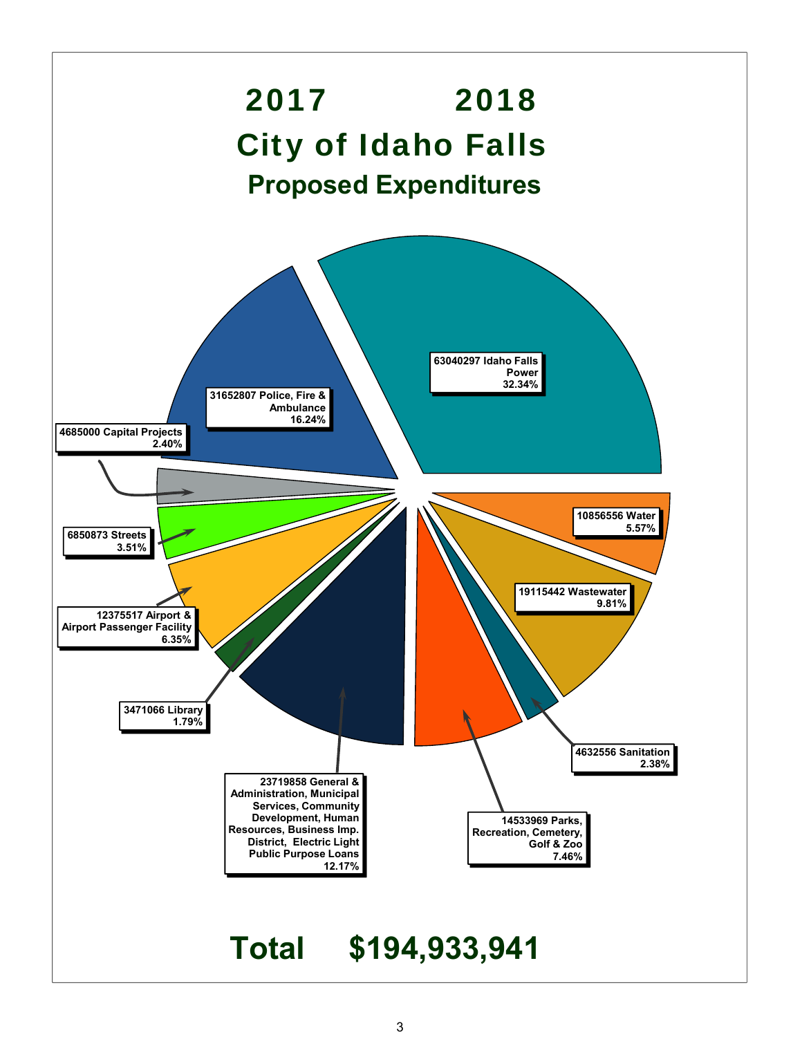# 2017 2018

# City of Idaho Falls

## Proposed Expenditures

- 63040297 Idaho Falls Power 32.34%
- 31652807 Police, Fire & Ambulance 16.24%
- 4685000 Capital Projects 2.40%
- 6850873 Streets 3.51%
- 12375517 Airport & Airport Passenger Facility 6.35%
- 3471066 Library 1.79%
- 23719858 General & Administration, Municipal Services, Community Development, Human Resources, Business Imp. District, Electric Light Public Purpose Loans 12.17%
- 14533969 Parks, Recreation, Cemetery, Golf & Zoo 7.46%
- 4632556 Sanitation 2.38%
- 19115442 Wastewater 9.81%
- 10856556 Water 5.57%

**Total $194,933,941**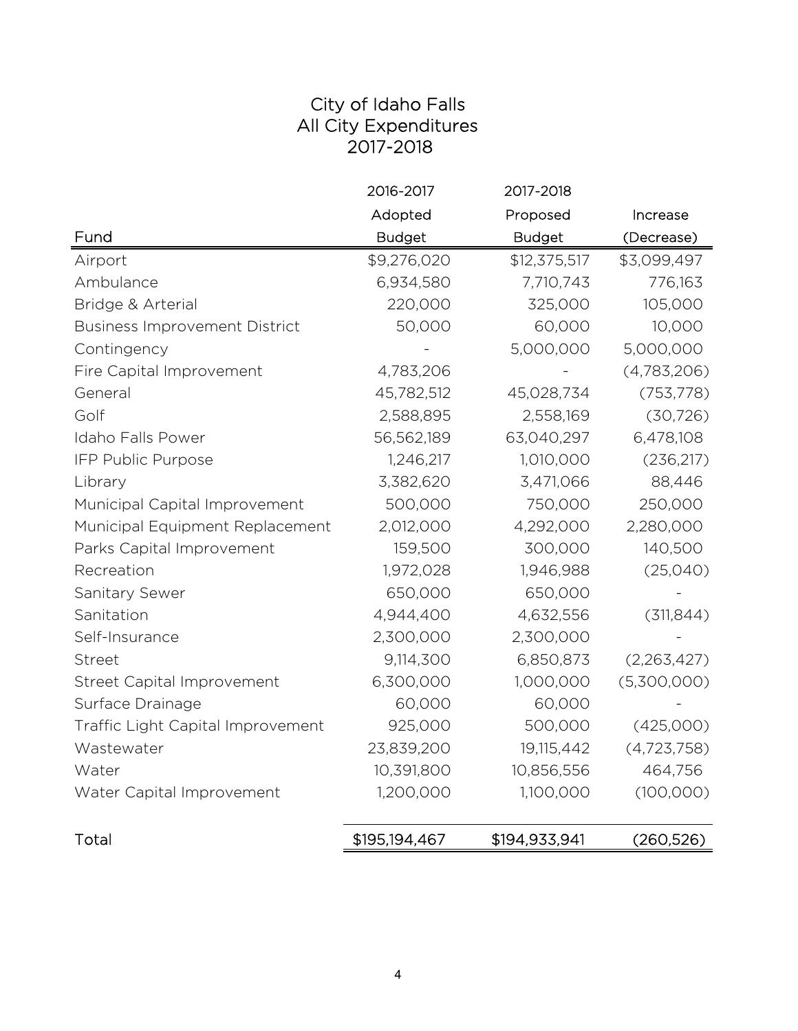# City of Idaho Falls
## All City Expenditures
## 2017-2018

| Fund | 2016-2017 Adopted Budget | 2017-2018 Proposed Budget | Increase (Decrease) |
|---|---|---|---|
| Airport | $9,276,020 | $12,375,517 | $3,099,497 |
| Ambulance | 6,934,580 | 7,710,743 | 776,163 |
| Bridge & Arterial | 220,000 | 325,000 | 105,000 |
| Business Improvement District | 50,000 | 60,000 | 10,000 |
| Contingency | - | 5,000,000 | 5,000,000 |
| Fire Capital Improvement | 4,783,206 | - | (4,783,206) |
| General | 45,782,512 | 45,028,734 | (753,778) |
| Golf | 2,588,895 | 2,558,169 | (30,726) |
| Idaho Falls Power | 56,562,189 | 63,040,297 | 6,478,108 |
| IFP Public Purpose | 1,246,217 | 1,010,000 | (236,217) |
| Library | 3,382,620 | 3,471,066 | 88,446 |
| Municipal Capital Improvement | 500,000 | 750,000 | 250,000 |
| Municipal Equipment Replacement | 2,012,000 | 4,292,000 | 2,280,000 |
| Parks Capital Improvement | 159,500 | 300,000 | 140,500 |
| Recreation | 1,972,028 | 1,946,988 | (25,040) |
| Sanitary Sewer | 650,000 | 650,000 | - |
| Sanitation | 4,944,400 | 4,632,556 | (311,844) |
| Self-Insurance | 2,300,000 | 2,300,000 | - |
| Street | 9,114,300 | 6,850,873 | (2,263,427) |
| Street Capital Improvement | 6,300,000 | 1,000,000 | (5,300,000) |
| Surface Drainage | 60,000 | 60,000 | - |
| Traffic Light Capital Improvement | 925,000 | 500,000 | (425,000) |
| Wastewater | 23,839,200 | 19,115,442 | (4,723,758) |
| Water | 10,391,800 | 10,856,556 | 464,756 |
| Water Capital Improvement | 1,200,000 | 1,100,000 | (100,000) |
| Total | $195,194,467 | $194,933,941 | (260,526) |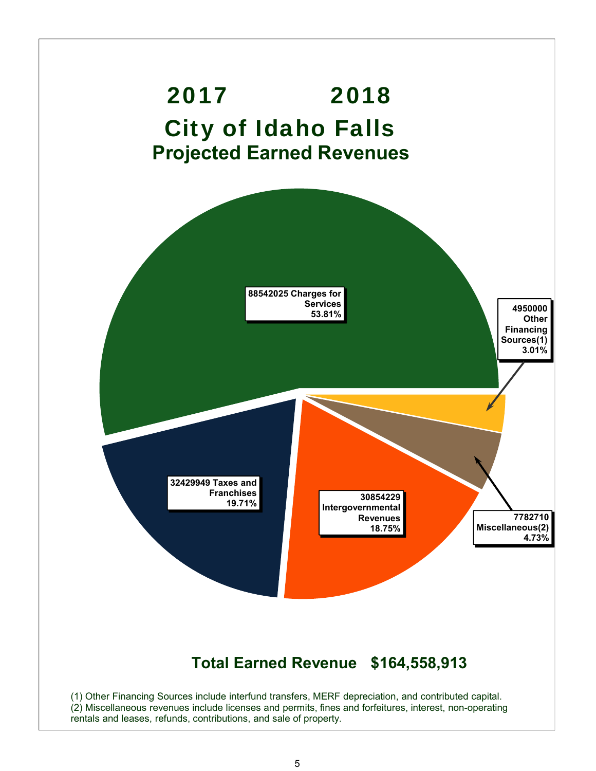# 2017 2018

# City of Idaho Falls

## Projected Earned Revenues

88542025 Charges for Services
53.81%

4950000 Other Financing Sources(1)
3.01%

32429949 Taxes and Franchises
19.71%

30854229 Intergovernmental Revenues
18.75%

7782710 Miscellaneous(2)
4.73%

**Total Earned Revenue $164,558,913**

(1) Other Financing Sources include interfund transfers, MERF depreciation, and contributed capital.
(2) Miscellaneous revenues include licenses and permits, fines and forfeitures, interest, non-operating rentals and leases, refunds, contributions, and sale of property.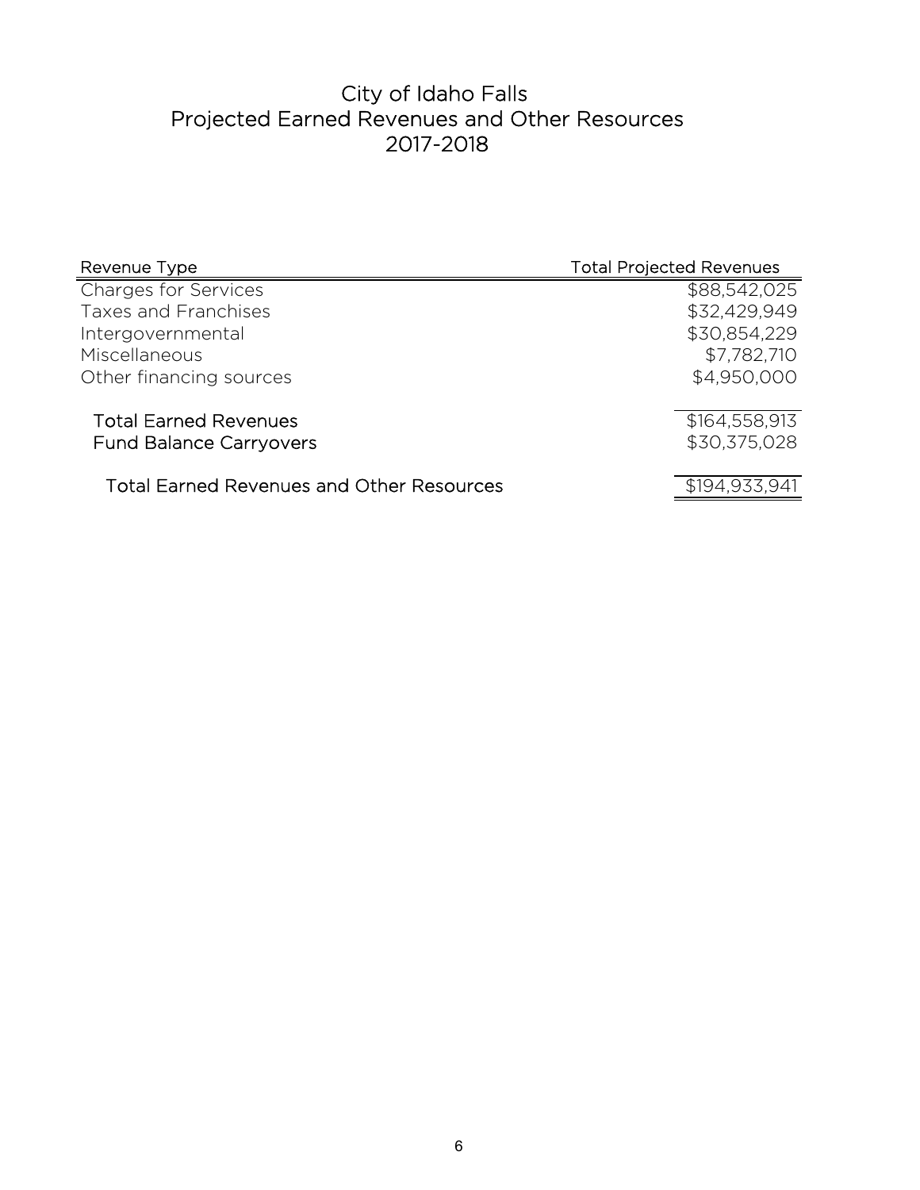# City of Idaho Falls
## Projected Earned Revenues and Other Resources
## 2017-2018

| Revenue Type | Total Projected Revenues |
|---|---|
| Charges for Services | $88,542,025 |
| Taxes and Franchises | $32,429,949 |
| Intergovernmental | $30,854,229 |
| Miscellaneous | $7,782,710 |
| Other financing sources | $4,950,000 |
| **Total Earned Revenues** | $164,558,913 |
| **Fund Balance Carryovers** | $30,375,028 |
| **Total Earned Revenues and Other Resources** | $194,933,941 |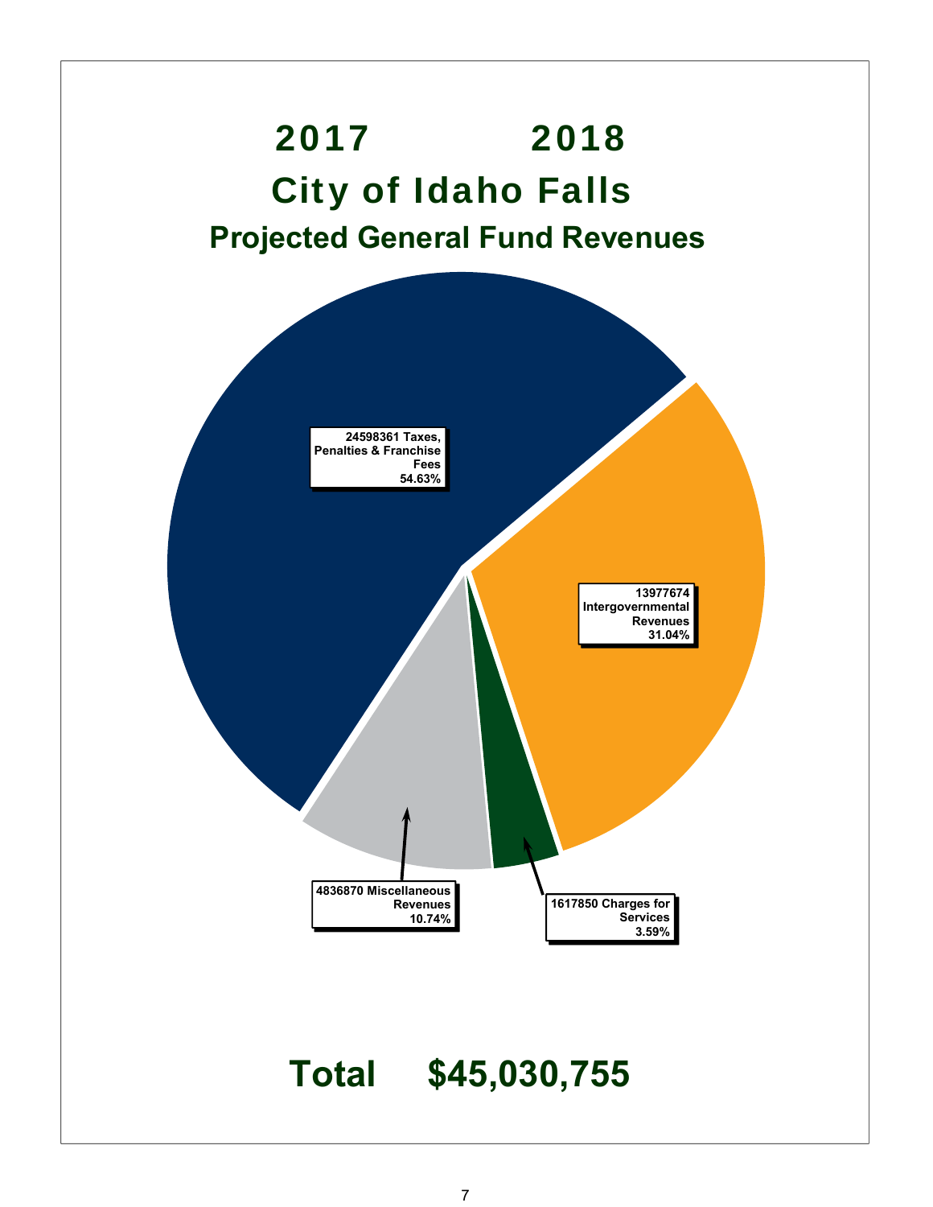# 2017 2018

# City of Idaho Falls

## Projected General Fund Revenues

24598361 Taxes, Penalties & Franchise Fees 54.63%

13977674 Intergovernmental Revenues 31.04%

4836870 Miscellaneous Revenues 10.74%

1617850 Charges for Services 3.59%

**Total $45,030,755**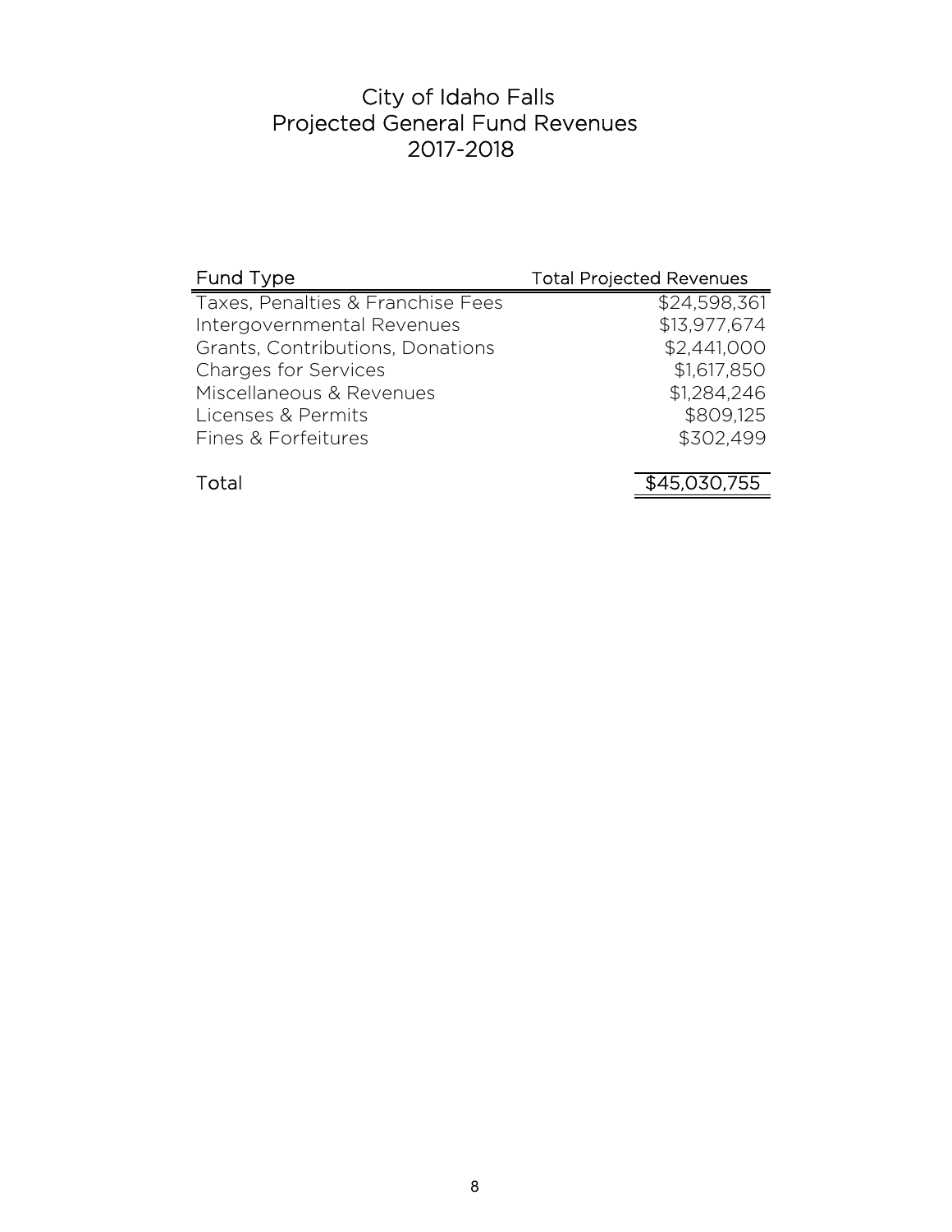# City of Idaho Falls
## Projected General Fund Revenues
## 2017-2018

| Fund Type | Total Projected Revenues |
|---|---:|
| Taxes, Penalties & Franchise Fees | $24,598,361 |
| Intergovernmental Revenues | $13,977,674 |
| Grants, Contributions, Donations | $2,441,000 |
| Charges for Services | $1,617,850 |
| Miscellaneous & Revenues | $1,284,246 |
| Licenses & Permits | $809,125 |
| Fines & Forfeitures | $302,499 |
| Total | $45,030,755 |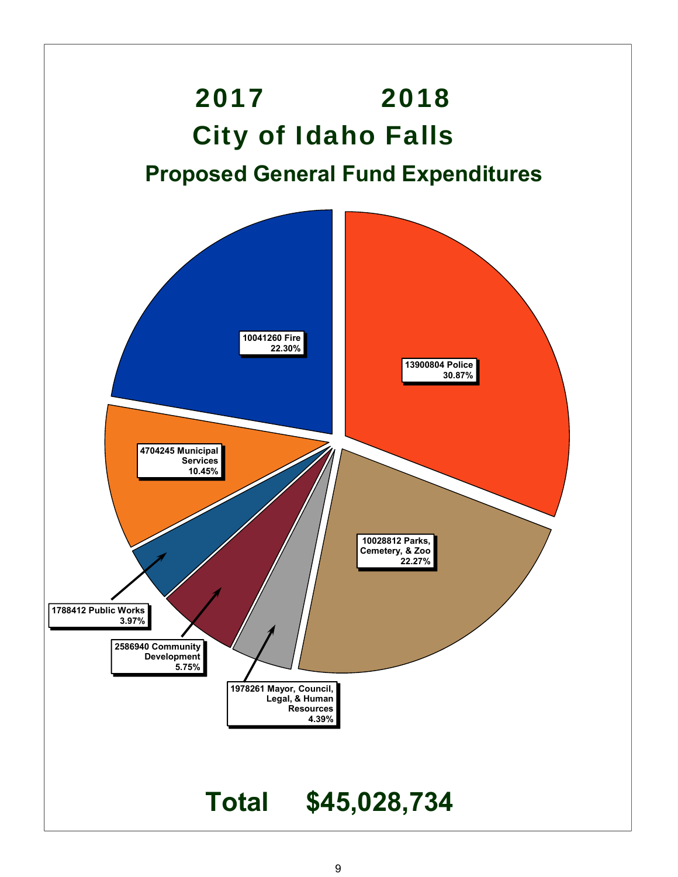# 2017 2018

# City of Idaho Falls

## Proposed General Fund Expenditures

10041260 Fire
22.30%

13900804 Police
30.87%

4704245 Municipal Services
10.45%

10028812 Parks, Cemetery, & Zoo
22.27%

1788412 Public Works
3.97%

2586940 Community Development
5.75%

1978261 Mayor, Council, Legal, & Human Resources
4.39%

**Total $45,028,734**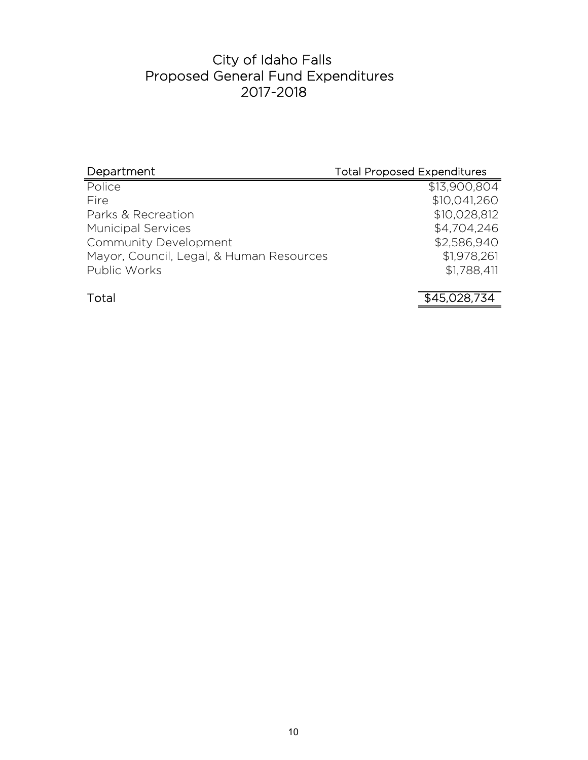# City of Idaho Falls
## Proposed General Fund Expenditures
## 2017-2018

| Department | Total Proposed Expenditures |
|---|---|
| Police | $13,900,804 |
| Fire | $10,041,260 |
| Parks & Recreation | $10,028,812 |
| Municipal Services | $4,704,246 |
| Community Development | $2,586,940 |
| Mayor, Council, Legal, & Human Resources | $1,978,261 |
| Public Works | $1,788,411 |
| Total | $45,028,734 |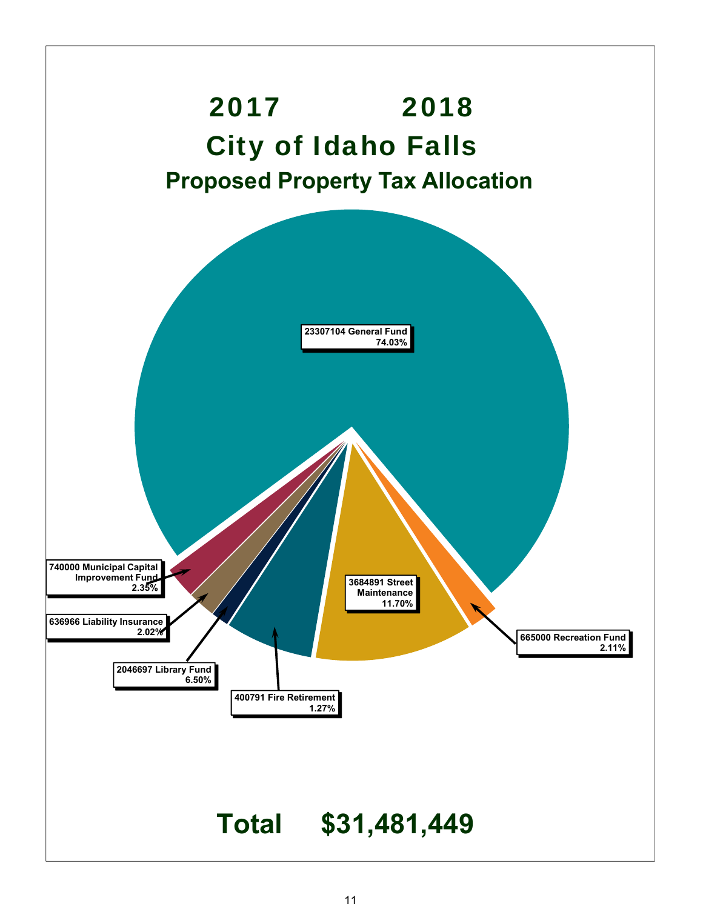# 2017 2018

# City of Idaho Falls

## Proposed Property Tax Allocation

23307104 General Fund
74.03%

3684891 Street Maintenance
11.70%

665000 Recreation Fund
2.11%

400791 Fire Retirement
1.27%

2046697 Library Fund
6.50%

636966 Liability Insurance
2.02%

740000 Municipal Capital Improvement Fund
2.35%

**Total $31,481,449**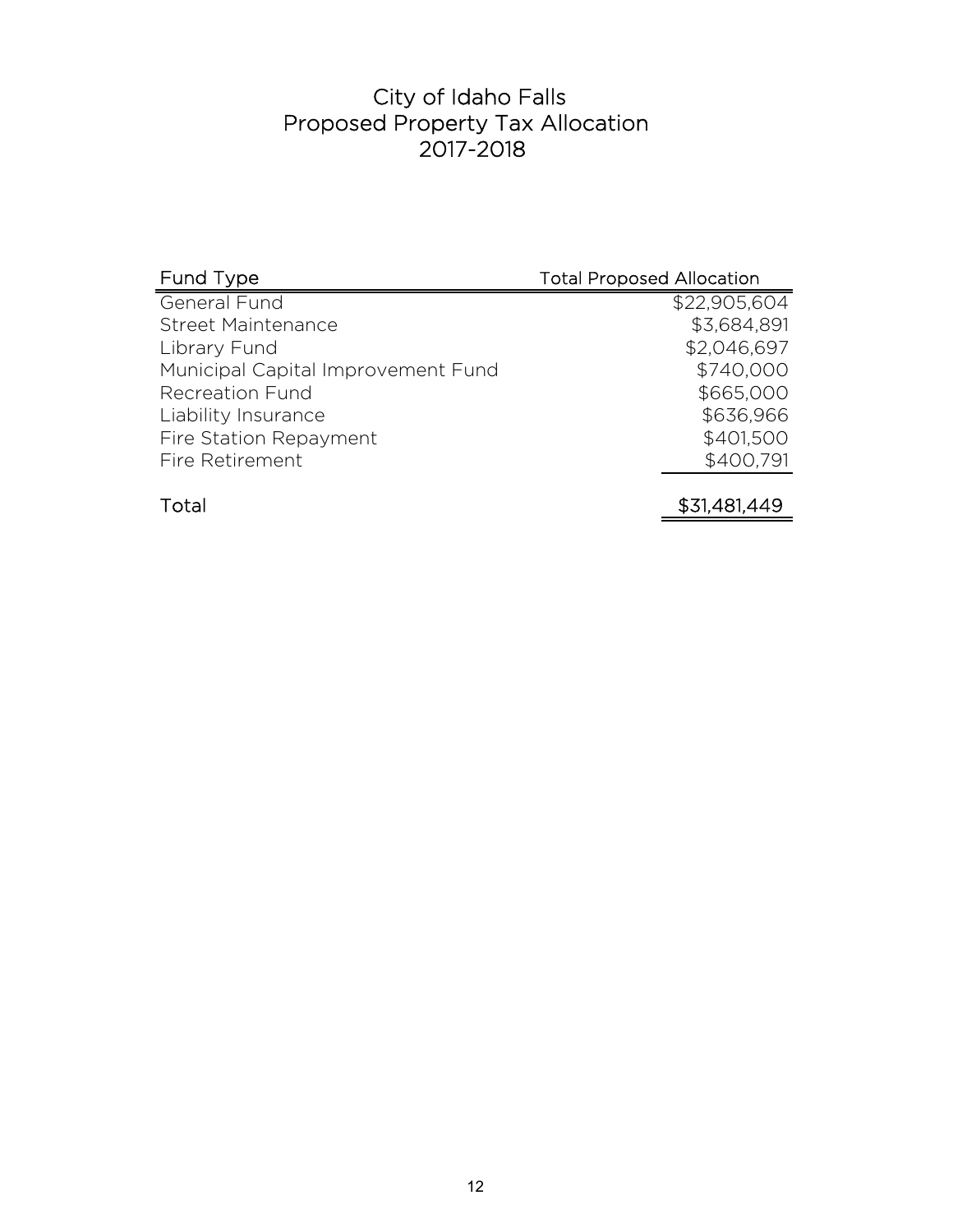# City of Idaho Falls
## Proposed Property Tax Allocation
## 2017-2018

| Fund Type | Total Proposed Allocation |
| --- | ---: |
| General Fund | $22,905,604 |
| Street Maintenance | $3,684,891 |
| Library Fund | $2,046,697 |
| Municipal Capital Improvement Fund | $740,000 |
| Recreation Fund | $665,000 |
| Liability Insurance | $636,966 |
| Fire Station Repayment | $401,500 |
| Fire Retirement | $400,791 |
| Total | $31,481,449 |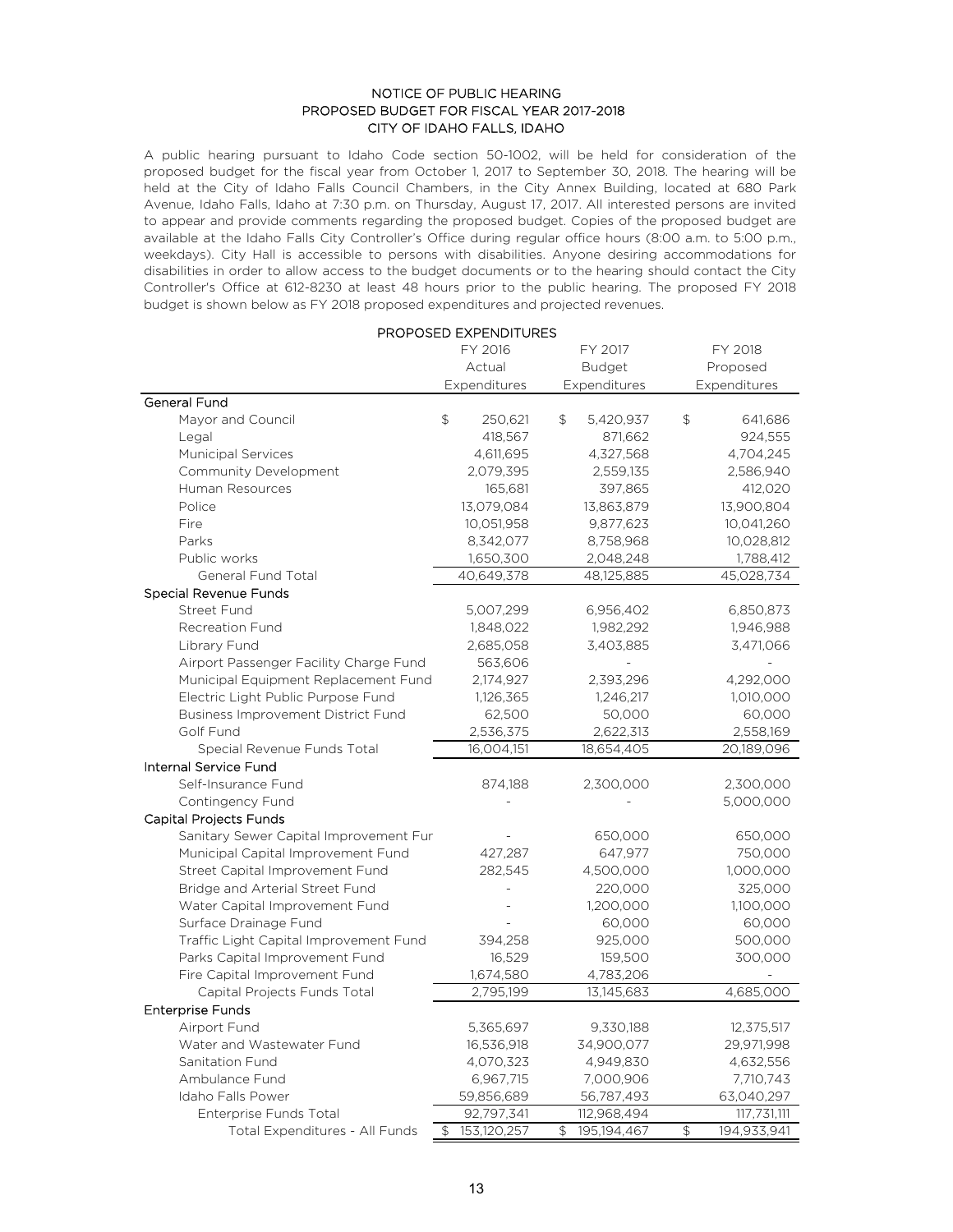NOTICE OF PUBLIC HEARING
PROPOSED BUDGET FOR FISCAL YEAR 2017-2018
CITY OF IDAHO FALLS, IDAHO

A public hearing pursuant to Idaho Code section 50-1002, will be held for consideration of the proposed budget for the fiscal year from October 1, 2017 to September 30, 2018. The hearing will be held at the City of Idaho Falls Council Chambers, in the City Annex Building, located at 680 Park Avenue, Idaho Falls, Idaho at 7:30 p.m. on Thursday, August 17, 2017. All interested persons are invited to appear and provide comments regarding the proposed budget. Copies of the proposed budget are available at the Idaho Falls City Controller's Office during regular office hours (8:00 a.m. to 5:00 p.m., weekdays). City Hall is accessible to persons with disabilities. Anyone desiring accommodations for disabilities in order to allow access to the budget documents or to the hearing should contact the City Controller's Office at 612-8230 at least 48 hours prior to the public hearing. The proposed FY 2018 budget is shown below as FY 2018 proposed expenditures and projected revenues.

PROPOSED EXPENDITURES

| | FY 2016 Actual Expenditures | FY 2017 Budget Expenditures | FY 2018 Proposed Expenditures |
|---|---|---|---|
| **General Fund** | | | |
| Mayor and Council | $ 250,621 | $ 5,420,937 | $ 641,686 |
| Legal | 418,567 | 871,662 | 924,555 |
| Municipal Services | 4,611,695 | 4,327,568 | 4,704,245 |
| Community Development | 2,079,395 | 2,559,135 | 2,586,940 |
| Human Resources | 165,681 | 397,865 | 412,020 |
| Police | 13,079,084 | 13,863,879 | 13,900,804 |
| Fire | 10,051,958 | 9,877,623 | 10,041,260 |
| Parks | 8,342,077 | 8,758,968 | 10,028,812 |
| Public works | 1,650,300 | 2,048,248 | 1,788,412 |
| General Fund Total | 40,649,378 | 48,125,885 | 45,028,734 |
| **Special Revenue Funds** | | | |
| Street Fund | 5,007,299 | 6,956,402 | 6,850,873 |
| Recreation Fund | 1,848,022 | 1,982,292 | 1,946,988 |
| Library Fund | 2,685,058 | 3,403,885 | 3,471,066 |
| Airport Passenger Facility Charge Fund | 563,606 | - | - |
| Municipal Equipment Replacement Fund | 2,174,927 | 2,393,296 | 4,292,000 |
| Electric Light Public Purpose Fund | 1,126,365 | 1,246,217 | 1,010,000 |
| Business Improvement District Fund | 62,500 | 50,000 | 60,000 |
| Golf Fund | 2,536,375 | 2,622,313 | 2,558,169 |
| Special Revenue Funds Total | 16,004,151 | 18,654,405 | 20,189,096 |
| **Internal Service Fund** | | | |
| Self-Insurance Fund | 874,188 | 2,300,000 | 2,300,000 |
| Contingency Fund | - | - | 5,000,000 |
| **Capital Projects Funds** | | | |
| Sanitary Sewer Capital Improvement Fur | - | 650,000 | 650,000 |
| Municipal Capital Improvement Fund | 427,287 | 647,977 | 750,000 |
| Street Capital Improvement Fund | 282,545 | 4,500,000 | 1,000,000 |
| Bridge and Arterial Street Fund | - | 220,000 | 325,000 |
| Water Capital Improvement Fund | - | 1,200,000 | 1,100,000 |
| Surface Drainage Fund | - | 60,000 | 60,000 |
| Traffic Light Capital Improvement Fund | 394,258 | 925,000 | 500,000 |
| Parks Capital Improvement Fund | 16,529 | 159,500 | 300,000 |
| Fire Capital Improvement Fund | 1,674,580 | 4,783,206 | - |
| Capital Projects Funds Total | 2,795,199 | 13,145,683 | 4,685,000 |
| **Enterprise Funds** | | | |
| Airport Fund | 5,365,697 | 9,330,188 | 12,375,517 |
| Water and Wastewater Fund | 16,536,918 | 34,900,077 | 29,971,998 |
| Sanitation Fund | 4,070,323 | 4,949,830 | 4,632,556 |
| Ambulance Fund | 6,967,715 | 7,000,906 | 7,710,743 |
| Idaho Falls Power | 59,856,689 | 56,787,493 | 63,040,297 |
| Enterprise Funds Total | 92,797,341 | 112,968,494 | 117,731,111 |
| Total Expenditures - All Funds | $ 153,120,257 | $ 195,194,467 | $ 194,933,941 |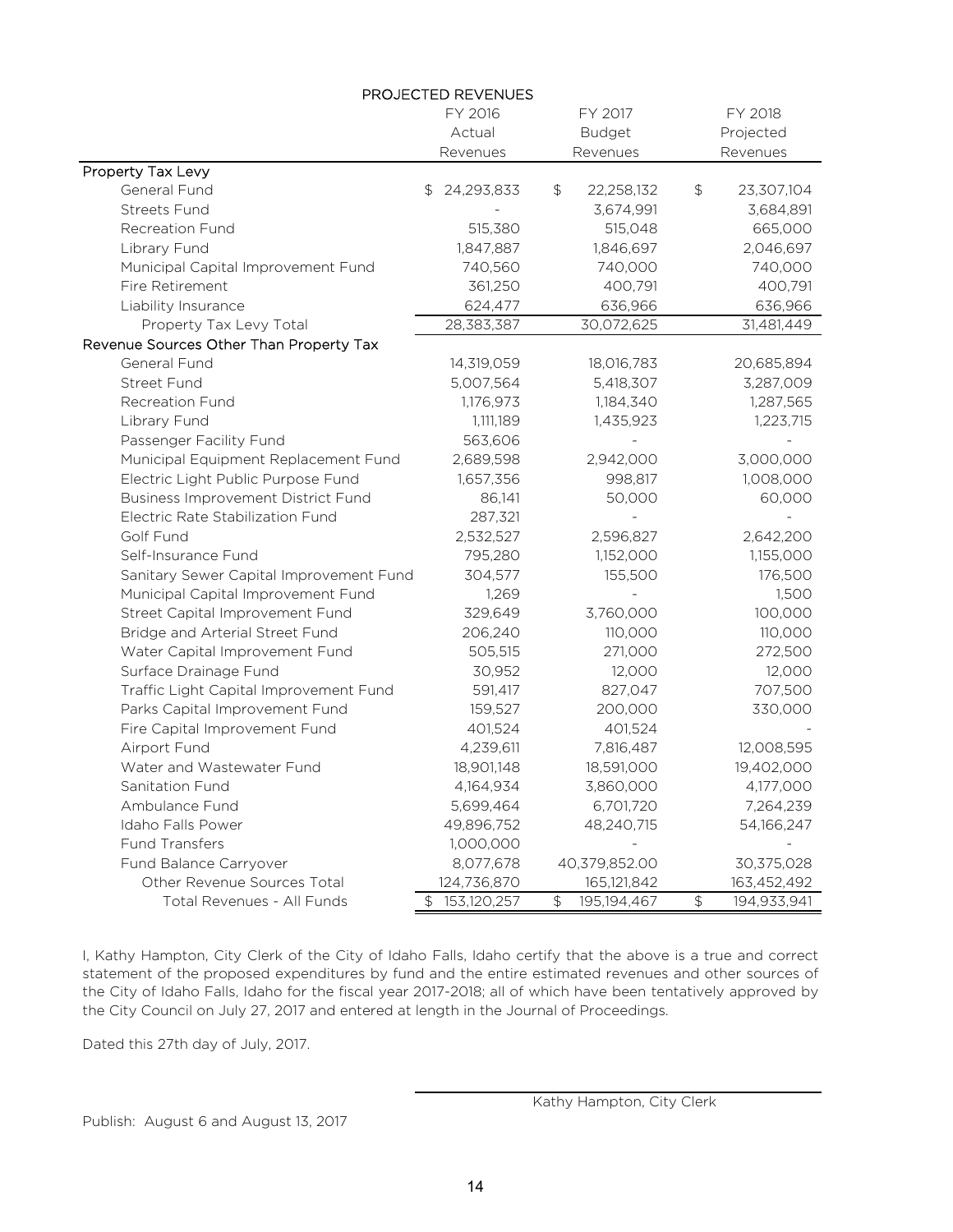## PROJECTED REVENUES

| | FY 2016 Actual Revenues | FY 2017 Budget Revenues | FY 2018 Projected Revenues |
|---|---|---|---|
| **Property Tax Levy** | | | |
| General Fund | $ 24,293,833 | $ 22,258,132 | $ 23,307,104 |
| Streets Fund | - | 3,674,991 | 3,684,891 |
| Recreation Fund | 515,380 | 515,048 | 665,000 |
| Library Fund | 1,847,887 | 1,846,697 | 2,046,697 |
| Municipal Capital Improvement Fund | 740,560 | 740,000 | 740,000 |
| Fire Retirement | 361,250 | 400,791 | 400,791 |
| Liability Insurance | 624,477 | 636,966 | 636,966 |
| Property Tax Levy Total | 28,383,387 | 30,072,625 | 31,481,449 |
| **Revenue Sources Other Than Property Tax** | | | |
| General Fund | 14,319,059 | 18,016,783 | 20,685,894 |
| Street Fund | 5,007,564 | 5,418,307 | 3,287,009 |
| Recreation Fund | 1,176,973 | 1,184,340 | 1,287,565 |
| Library Fund | 1,111,189 | 1,435,923 | 1,223,715 |
| Passenger Facility Fund | 563,606 | - | - |
| Municipal Equipment Replacement Fund | 2,689,598 | 2,942,000 | 3,000,000 |
| Electric Light Public Purpose Fund | 1,657,356 | 998,817 | 1,008,000 |
| Business Improvement District Fund | 86,141 | 50,000 | 60,000 |
| Electric Rate Stabilization Fund | 287,321 | - | - |
| Golf Fund | 2,532,527 | 2,596,827 | 2,642,200 |
| Self-Insurance Fund | 795,280 | 1,152,000 | 1,155,000 |
| Sanitary Sewer Capital Improvement Fund | 304,577 | 155,500 | 176,500 |
| Municipal Capital Improvement Fund | 1,269 | - | 1,500 |
| Street Capital Improvement Fund | 329,649 | 3,760,000 | 100,000 |
| Bridge and Arterial Street Fund | 206,240 | 110,000 | 110,000 |
| Water Capital Improvement Fund | 505,515 | 271,000 | 272,500 |
| Surface Drainage Fund | 30,952 | 12,000 | 12,000 |
| Traffic Light Capital Improvement Fund | 591,417 | 827,047 | 707,500 |
| Parks Capital Improvement Fund | 159,527 | 200,000 | 330,000 |
| Fire Capital Improvement Fund | 401,524 | 401,524 | - |
| Airport Fund | 4,239,611 | 7,816,487 | 12,008,595 |
| Water and Wastewater Fund | 18,901,148 | 18,591,000 | 19,402,000 |
| Sanitation Fund | 4,164,934 | 3,860,000 | 4,177,000 |
| Ambulance Fund | 5,699,464 | 6,701,720 | 7,264,239 |
| Idaho Falls Power | 49,896,752 | 48,240,715 | 54,166,247 |
| Fund Transfers | 1,000,000 | - | - |
| Fund Balance Carryover | 8,077,678 | 40,379,852.00 | 30,375,028 |
| Other Revenue Sources Total | 124,736,870 | 165,121,842 | 163,452,492 |
| Total Revenues - All Funds | $ 153,120,257 | $ 195,194,467 | $ 194,933,941 |

I, Kathy Hampton, City Clerk of the City of Idaho Falls, Idaho certify that the above is a true and correct statement of the proposed expenditures by fund and the entire estimated revenues and other sources of the City of Idaho Falls, Idaho for the fiscal year 2017-2018; all of which have been tentatively approved by the City Council on July 27, 2017 and entered at length in the Journal of Proceedings.

Dated this 27th day of July, 2017.

Kathy Hampton, City Clerk

Publish: August 6 and August 13, 2017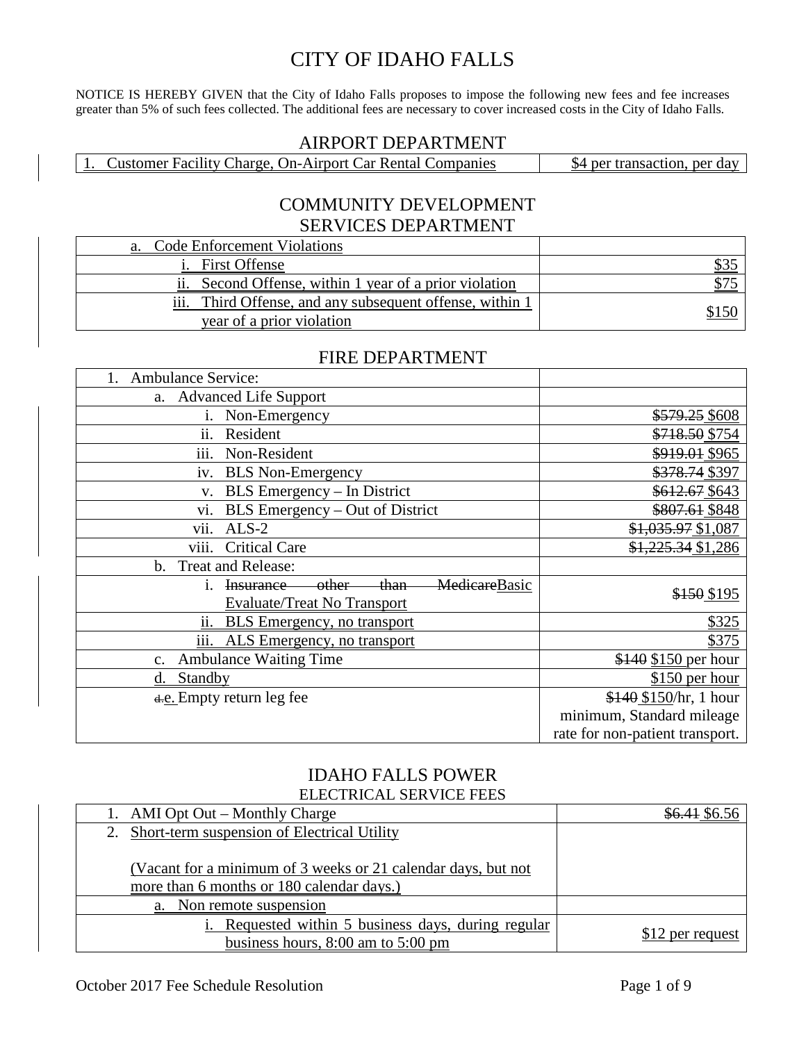# CITY OF IDAHO FALLS

NOTICE IS HEREBY GIVEN that the City of Idaho Falls proposes to impose the following new fees and fee increases greater than 5% of such fees collected. The additional fees are necessary to cover increased costs in the City of Idaho Falls.

## AIRPORT DEPARTMENT

| | |
|---|---|
| 1. Customer Facility Charge, On-Airport Car Rental Companies | $4 per transaction, per day |

## COMMUNITY DEVELOPMENT SERVICES DEPARTMENT

| | |
|---|---|
| a. Code Enforcement Violations | |
| i. First Offense | $35 |
| ii. Second Offense, within 1 year of a prior violation | $75 |
| iii. Third Offense, and any subsequent offense, within 1 year of a prior violation | $150 |

## FIRE DEPARTMENT

| | |
|---|---|
| 1. Ambulance Service: | |
| a. Advanced Life Support | |
| i. Non-Emergency | ~~$579.25~~ $608 |
| ii. Resident | ~~$718.50~~ $754 |
| iii. Non-Resident | ~~$919.01~~ $965 |
| iv. BLS Non-Emergency | ~~$378.74~~ $397 |
| v. BLS Emergency – In District | ~~$612.67~~ $643 |
| vi. BLS Emergency – Out of District | ~~$807.61~~ $848 |
| vii. ALS-2 | ~~$1,035.97~~ $1,087 |
| viii. Critical Care | ~~$1,225.34~~ $1,286 |
| b. Treat and Release: | |
| i. ~~Insurance other than Medicare~~Basic Evaluate/Treat No Transport | ~~$150~~ $195 |
| ii. BLS Emergency, no transport | $325 |
| iii. ALS Emergency, no transport | $375 |
| c. Ambulance Waiting Time | ~~$140~~ $150 per hour |
| d. Standby | $150 per hour |
| ~~d.~~e. Empty return leg fee | ~~$140~~ $150/hr, 1 hour minimum, Standard mileage rate for non-patient transport. |

## IDAHO FALLS POWER

### ELECTRICAL SERVICE FEES

| | |
|---|---|
| 1. AMI Opt Out – Monthly Charge | ~~$6.41~~ $6.56 |
| 2. Short-term suspension of Electrical Utility<br><br>(Vacant for a minimum of 3 weeks or 21 calendar days, but not more than 6 months or 180 calendar days.) | |
| a. Non remote suspension | |
| i. Requested within 5 business days, during regular business hours, 8:00 am to 5:00 pm | $12 per request |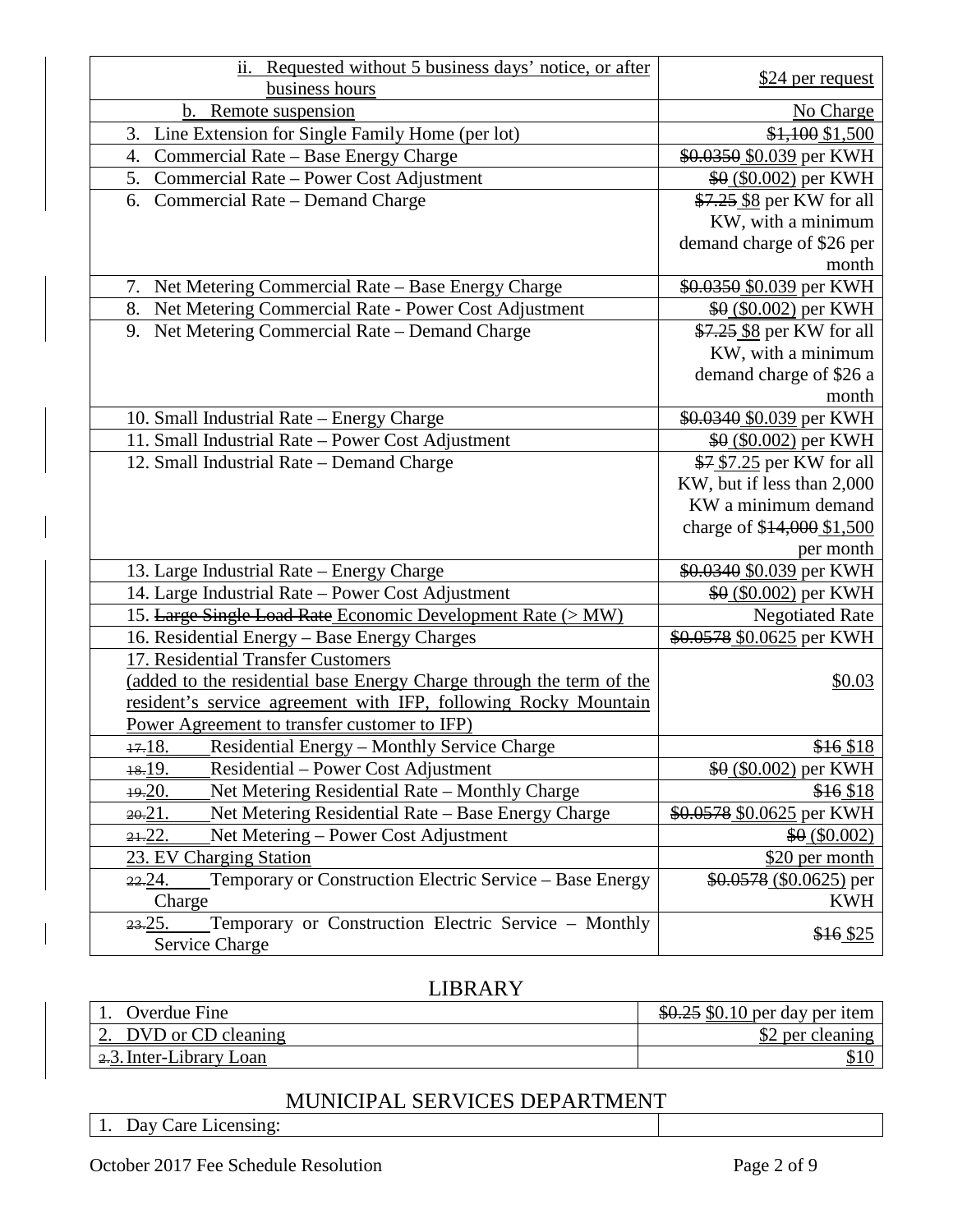| | |
|---|---|
| ii. Requested without 5 business days' notice, or after business hours | $24 per request |
| b. Remote suspension | No Charge |
| 3. Line Extension for Single Family Home (per lot) | ~~$1,100~~ $1,500 |
| 4. Commercial Rate – Base Energy Charge | ~~$0.0350~~ $0.039 per KWH |
| 5. Commercial Rate – Power Cost Adjustment | ~~$0~~ ($0.002) per KWH |
| 6. Commercial Rate – Demand Charge | ~~$7.25~~ $8 per KW for all KW, with a minimum demand charge of $26 per month |
| 7. Net Metering Commercial Rate – Base Energy Charge | ~~$0.0350~~ $0.039 per KWH |
| 8. Net Metering Commercial Rate - Power Cost Adjustment | ~~$0~~ ($0.002) per KWH |
| 9. Net Metering Commercial Rate – Demand Charge | ~~$7.25~~ $8 per KW for all KW, with a minimum demand charge of $26 a month |
| 10. Small Industrial Rate – Energy Charge | ~~$0.0340~~ $0.039 per KWH |
| 11. Small Industrial Rate – Power Cost Adjustment | ~~$0~~ ($0.002) per KWH |
| 12. Small Industrial Rate – Demand Charge | ~~$7~~ $7.25 per KW for all KW, but if less than 2,000 KW a minimum demand charge of $~~14,000~~ $1,500 per month |
| 13. Large Industrial Rate – Energy Charge | ~~$0.0340~~ $0.039 per KWH |
| 14. Large Industrial Rate – Power Cost Adjustment | ~~$0~~ ($0.002) per KWH |
| 15. ~~Large Single Load Rate~~ Economic Development Rate (> MW) | Negotiated Rate |
| 16. Residential Energy – Base Energy Charges | ~~$0.0578~~ $0.0625 per KWH |
| 17. Residential Transfer Customers (added to the residential base Energy Charge through the term of the resident's service agreement with IFP, following Rocky Mountain Power Agreement to transfer customer to IFP) | $0.03 |
| ~~17.~~18. Residential Energy – Monthly Service Charge | ~~$16~~ $18 |
| ~~18.~~19. Residential – Power Cost Adjustment | ~~$0~~ ($0.002) per KWH |
| ~~19.~~20. Net Metering Residential Rate – Monthly Charge | ~~$16~~ $18 |
| ~~20.~~21. Net Metering Residential Rate – Base Energy Charge | ~~$0.0578~~ $0.0625 per KWH |
| ~~21.~~22. Net Metering – Power Cost Adjustment | ~~$0~~ ($0.002) |
| 23. EV Charging Station | $20 per month |
| ~~22.~~24. Temporary or Construction Electric Service – Base Energy Charge | ~~$0.0578~~ ($0.0625) per KWH |
| ~~23.~~25. Temporary or Construction Electric Service – Monthly Service Charge | ~~$16~~ $25 |

## LIBRARY

| | |
|---|---|
| 1. Overdue Fine | ~~$0.25~~ $0.10 per day per item |
| 2. DVD or CD cleaning | $2 per cleaning |
| ~~2.~~3. Inter-Library Loan | $10 |

## MUNICIPAL SERVICES DEPARTMENT

| | |
|---|---|
| 1. Day Care Licensing: | |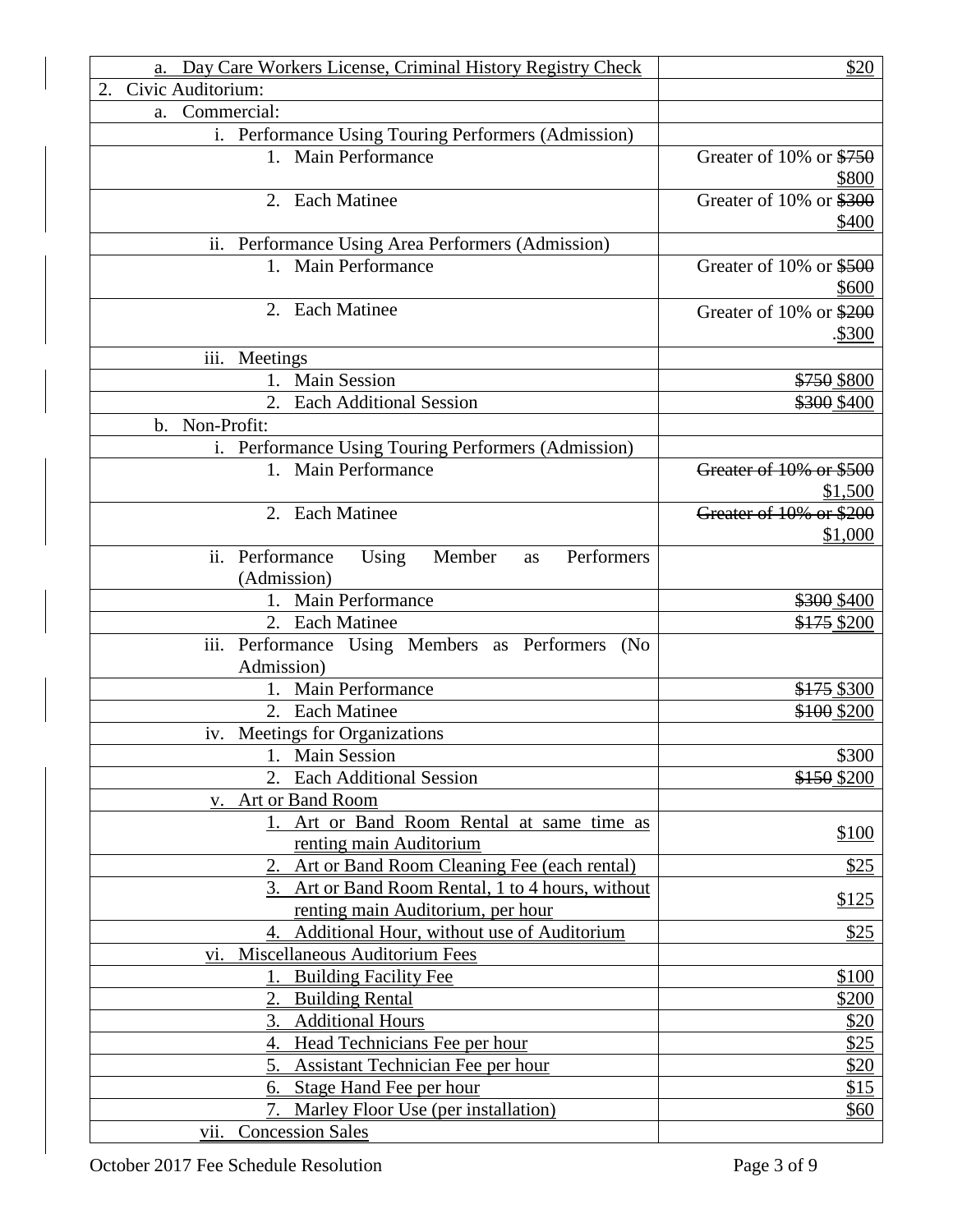| | |
|---|---|
| a. Day Care Workers License, Criminal History Registry Check | $20 |
| 2. Civic Auditorium: | |
| a. Commercial: | |
| i. Performance Using Touring Performers (Admission) | |
| 1. Main Performance | Greater of 10% or ~~$750~~ $800 |
| 2. Each Matinee | Greater of 10% or ~~$300~~ $400 |
| ii. Performance Using Area Performers (Admission) | |
| 1. Main Performance | Greater of 10% or ~~$500~~ $600 |
| 2. Each Matinee | Greater of 10% or ~~$200~~ .$300 |
| iii. Meetings | |
| 1. Main Session | ~~$750~~ $800 |
| 2. Each Additional Session | ~~$300~~ $400 |
| b. Non-Profit: | |
| i. Performance Using Touring Performers (Admission) | |
| 1. Main Performance | ~~Greater of 10% or $500~~ $1,500 |
| 2. Each Matinee | ~~Greater of 10% or $200~~ $1,000 |
| ii. Performance Using Member as Performers (Admission) | |
| 1. Main Performance | ~~$300~~ $400 |
| 2. Each Matinee | ~~$175~~ $200 |
| iii. Performance Using Members as Performers (No Admission) | |
| 1. Main Performance | ~~$175~~ $300 |
| 2. Each Matinee | ~~$100~~ $200 |
| iv. Meetings for Organizations | |
| 1. Main Session | $300 |
| 2. Each Additional Session | ~~$150~~ $200 |
| v. Art or Band Room | |
| 1. Art or Band Room Rental at same time as renting main Auditorium | $100 |
| 2. Art or Band Room Cleaning Fee (each rental) | $25 |
| 3. Art or Band Room Rental, 1 to 4 hours, without renting main Auditorium, per hour | $125 |
| 4. Additional Hour, without use of Auditorium | $25 |
| vi. Miscellaneous Auditorium Fees | |
| 1. Building Facility Fee | $100 |
| 2. Building Rental | $200 |
| 3. Additional Hours | $20 |
| 4. Head Technicians Fee per hour | $25 |
| 5. Assistant Technician Fee per hour | $20 |
| 6. Stage Hand Fee per hour | $15 |
| 7. Marley Floor Use (per installation) | $60 |
| vii. Concession Sales | |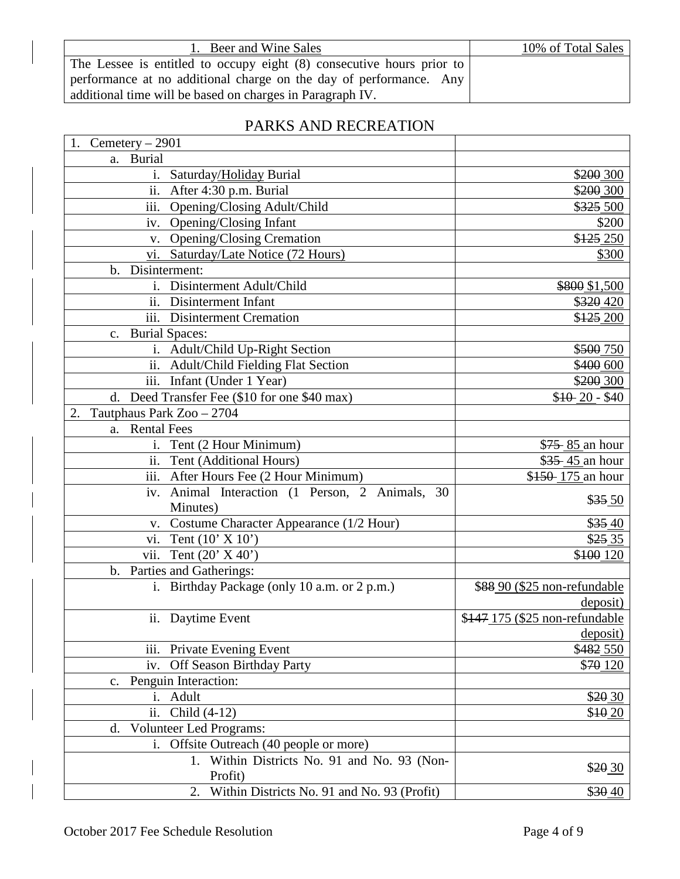| 1. Beer and Wine Sales | 10% of Total Sales |
|---|---|
| The Lessee is entitled to occupy eight (8) consecutive hours prior to performance at no additional charge on the day of performance. Any additional time will be based on charges in Paragraph IV. | |

## PARKS AND RECREATION

| | |
|---|---|
| 1. Cemetery – 2901 | |
| a. Burial | |
| i. Saturday/Holiday Burial | ~~$200~~ 300 |
| ii. After 4:30 p.m. Burial | ~~$200~~ 300 |
| iii. Opening/Closing Adult/Child | ~~$325~~ 500 |
| iv. Opening/Closing Infant | $200 |
| v. Opening/Closing Cremation | ~~$125~~ 250 |
| vi. Saturday/Late Notice (72 Hours) | $300 |
| b. Disinterment: | |
| i. Disinterment Adult/Child | ~~$800~~ $1,500 |
| ii. Disinterment Infant | ~~$320~~ 420 |
| iii. Disinterment Cremation | ~~$125~~ 200 |
| c. Burial Spaces: | |
| i. Adult/Child Up-Right Section | ~~$500~~ 750 |
| ii. Adult/Child Fielding Flat Section | ~~$400~~ 600 |
| iii. Infant (Under 1 Year) | ~~$200~~ 300 |
| d. Deed Transfer Fee ($10 for one $40 max) | ~~$10~~ 20 - $40 |
| 2. Tautphaus Park Zoo – 2704 | |
| a. Rental Fees | |
| i. Tent (2 Hour Minimum) | ~~$75~~ 85 an hour |
| ii. Tent (Additional Hours) | ~~$35~~ 45 an hour |
| iii. After Hours Fee (2 Hour Minimum) | ~~$150~~ 175 an hour |
| iv. Animal Interaction (1 Person, 2 Animals, 30 Minutes) | ~~$35~~ 50 |
| v. Costume Character Appearance (1/2 Hour) | ~~$35~~ 40 |
| vi. Tent (10' X 10') | ~~$25~~ 35 |
| vii. Tent (20' X 40') | ~~$100~~ 120 |
| b. Parties and Gatherings: | |
| i. Birthday Package (only 10 a.m. or 2 p.m.) | ~~$88~~ 90 ($25 non-refundable deposit) |
| ii. Daytime Event | ~~$147~~ 175 ($25 non-refundable deposit) |
| iii. Private Evening Event | ~~$482~~ 550 |
| iv. Off Season Birthday Party | ~~$70~~ 120 |
| c. Penguin Interaction: | |
| i. Adult | ~~$20~~ 30 |
| ii. Child (4-12) | ~~$10~~ 20 |
| d. Volunteer Led Programs: | |
| i. Offsite Outreach (40 people or more) | |
| 1. Within Districts No. 91 and No. 93 (Non-Profit) | ~~$20~~ 30 |
| 2. Within Districts No. 91 and No. 93 (Profit) | ~~$30~~ 40 |

October 2017 Fee Schedule Resolution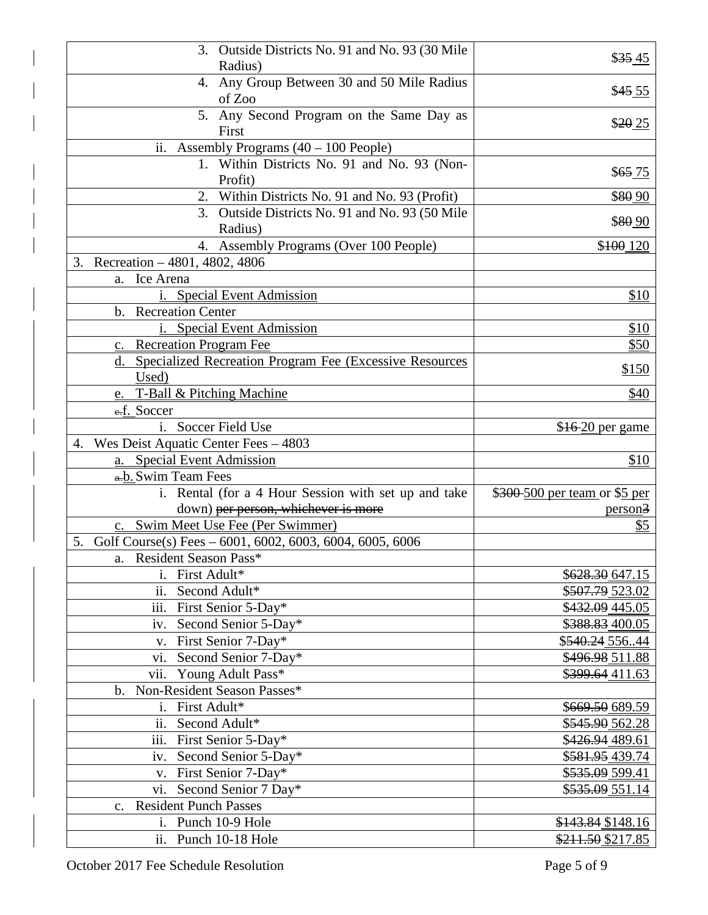| | |
|---|---|
| 3. Outside Districts No. 91 and No. 93 (30 Mile Radius) | ~~$35~~ 45 |
| 4. Any Group Between 30 and 50 Mile Radius of Zoo | ~~$45~~ 55 |
| 5. Any Second Program on the Same Day as First | ~~$20~~ 25 |
| ii. Assembly Programs (40 – 100 People) | |
| 1. Within Districts No. 91 and No. 93 (Non-Profit) | ~~$65~~ 75 |
| 2. Within Districts No. 91 and No. 93 (Profit) | ~~$80~~ 90 |
| 3. Outside Districts No. 91 and No. 93 (50 Mile Radius) | ~~$80~~ 90 |
| 4. Assembly Programs (Over 100 People) | ~~$100~~ 120 |
| 3. Recreation – 4801, 4802, 4806 | |
| a. Ice Arena | |
| i. Special Event Admission | $10 |
| b. Recreation Center | |
| i. Special Event Admission | $10 |
| c. Recreation Program Fee | $50 |
| d. Specialized Recreation Program Fee (Excessive Resources Used) | $150 |
| e. T-Ball & Pitching Machine | $40 |
| ~~c.~~ f. Soccer | |
| i. Soccer Field Use | ~~$16~~ 20 per game |
| 4. Wes Deist Aquatic Center Fees – 4803 | |
| a. Special Event Admission | $10 |
| ~~a.~~ b. Swim Team Fees | |
| i. Rental (for a 4 Hour Session with set up and take down) ~~per person, whichever is more~~ | ~~$300~~ 500 per team or $5 per person~~3~~ |
| c. Swim Meet Use Fee (Per Swimmer) | $5 |
| 5. Golf Course(s) Fees – 6001, 6002, 6003, 6004, 6005, 6006 | |
| a. Resident Season Pass* | |
| i. First Adult* | ~~$628.30~~ 647.15 |
| ii. Second Adult* | ~~$507.79~~ 523.02 |
| iii. First Senior 5-Day* | ~~$432.09~~ 445.05 |
| iv. Second Senior 5-Day* | ~~$388.83~~ 400.05 |
| v. First Senior 7-Day* | ~~$540.24~~ 556..44 |
| vi. Second Senior 7-Day* | ~~$496.98~~ 511.88 |
| vii. Young Adult Pass* | ~~$399.64~~ 411.63 |
| b. Non-Resident Season Passes* | |
| i. First Adult* | ~~$669.50~~ 689.59 |
| ii. Second Adult* | ~~$545.90~~ 562.28 |
| iii. First Senior 5-Day* | ~~$426.94~~ 489.61 |
| iv. Second Senior 5-Day* | ~~$581.95~~ 439.74 |
| v. First Senior 7-Day* | ~~$535.09~~ 599.41 |
| vi. Second Senior 7 Day* | ~~$535.09~~ 551.14 |
| c. Resident Punch Passes | |
| i. Punch 10-9 Hole | ~~$143.84~~ $148.16 |
| ii. Punch 10-18 Hole | ~~$211.50~~ $217.85 |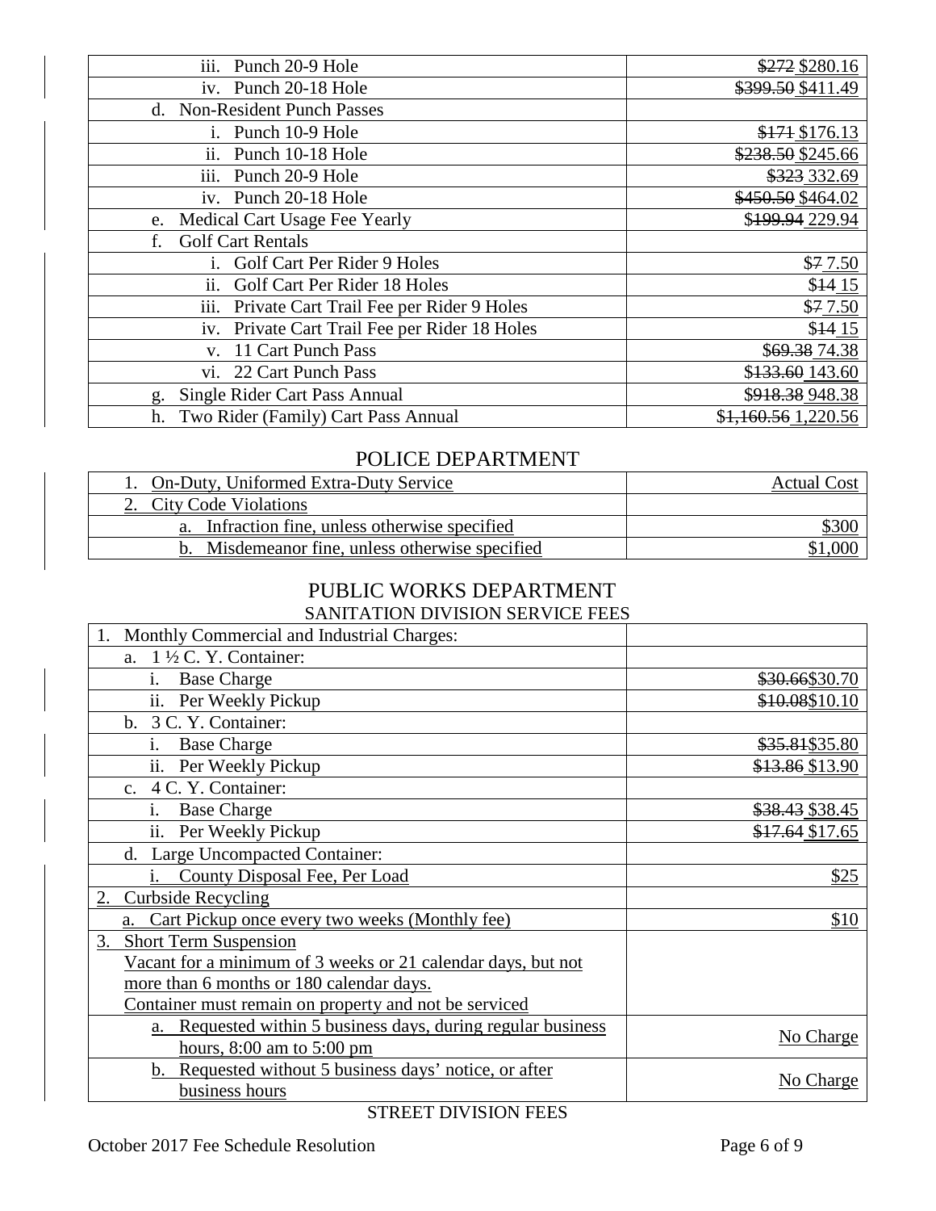| | |
|---|---|
| iii. Punch 20-9 Hole | ~~$272~~ $280.16 |
| iv. Punch 20-18 Hole | ~~$399.50~~ $411.49 |
| d. Non-Resident Punch Passes | |
| i. Punch 10-9 Hole | ~~$171~~ $176.13 |
| ii. Punch 10-18 Hole | ~~$238.50~~ $245.66 |
| iii. Punch 20-9 Hole | ~~$323~~ 332.69 |
| iv. Punch 20-18 Hole | ~~$450.50~~ $464.02 |
| e. Medical Cart Usage Fee Yearly | $~~199.94~~ 229.94 |
| f. Golf Cart Rentals | |
| i. Golf Cart Per Rider 9 Holes | $~~7~~ 7.50 |
| ii. Golf Cart Per Rider 18 Holes | $~~14~~ 15 |
| iii. Private Cart Trail Fee per Rider 9 Holes | $~~7~~ 7.50 |
| iv. Private Cart Trail Fee per Rider 18 Holes | $~~14~~ 15 |
| v. 11 Cart Punch Pass | $~~69.38~~ 74.38 |
| vi. 22 Cart Punch Pass | $~~133.60~~ 143.60 |
| g. Single Rider Cart Pass Annual | $~~918.38~~ 948.38 |
| h. Two Rider (Family) Cart Pass Annual | $~~1,160.56~~ 1,220.56 |

## POLICE DEPARTMENT

| | |
|---|---|
| 1. On-Duty, Uniformed Extra-Duty Service | Actual Cost |
| 2. City Code Violations | |
| a. Infraction fine, unless otherwise specified | $300 |
| b. Misdemeanor fine, unless otherwise specified | $1,000 |

## PUBLIC WORKS DEPARTMENT

### SANITATION DIVISION SERVICE FEES

| | |
|---|---|
| 1. Monthly Commercial and Industrial Charges: | |
| a. 1 ½ C. Y. Container: | |
| i. Base Charge | ~~$30.66~~$30.70 |
| ii. Per Weekly Pickup | ~~$10.08~~$10.10 |
| b. 3 C. Y. Container: | |
| i. Base Charge | ~~$35.81~~$35.80 |
| ii. Per Weekly Pickup | ~~$13.86~~ $13.90 |
| c. 4 C. Y. Container: | |
| i. Base Charge | ~~$38.43~~ $38.45 |
| ii. Per Weekly Pickup | ~~$17.64~~ $17.65 |
| d. Large Uncompacted Container: | |
| i. County Disposal Fee, Per Load | $25 |
| 2. Curbside Recycling | |
| a. Cart Pickup once every two weeks (Monthly fee) | $10 |
| 3. Short Term Suspension<br>Vacant for a minimum of 3 weeks or 21 calendar days, but not more than 6 months or 180 calendar days.<br>Container must remain on property and not be serviced | |
| a. Requested within 5 business days, during regular business hours, 8:00 am to 5:00 pm | No Charge |
| b. Requested without 5 business days' notice, or after business hours | No Charge |

### STREET DIVISION FEES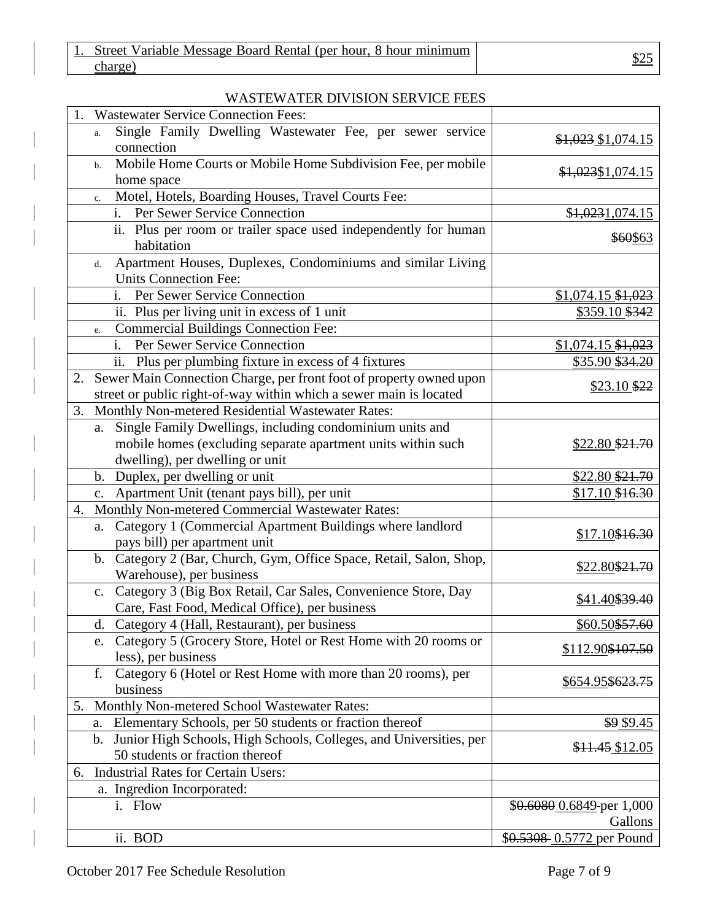| 1. Street Variable Message Board Rental (per hour, 8 hour minimum charge) | $25 |
|---|---|

WASTEWATER DIVISION SERVICE FEES

| 1. Wastewater Service Connection Fees: | |
|---|---|
| a. Single Family Dwelling Wastewater Fee, per sewer service connection | ~~$1,023~~ $1,074.15 |
| b. Mobile Home Courts or Mobile Home Subdivision Fee, per mobile home space | ~~$1,023~~$1,074.15 |
| c. Motel, Hotels, Boarding Houses, Travel Courts Fee: | |
| i. Per Sewer Service Connection | ~~$1,023~~1,074.15 |
| ii. Plus per room or trailer space used independently for human habitation | ~~$60~~$63 |
| d. Apartment Houses, Duplexes, Condominiums and similar Living Units Connection Fee: | |
| i. Per Sewer Service Connection | $1,074.15 ~~$1,023~~ |
| ii. Plus per living unit in excess of 1 unit | $359.10 ~~$342~~ |
| e. Commercial Buildings Connection Fee: | |
| i. Per Sewer Service Connection | $1,074.15 ~~$1,023~~ |
| ii. Plus per plumbing fixture in excess of 4 fixtures | $35.90 ~~$34.20~~ |
| 2. Sewer Main Connection Charge, per front foot of property owned upon street or public right-of-way within which a sewer main is located | $23.10 ~~$22~~ |
| 3. Monthly Non-metered Residential Wastewater Rates: | |
| a. Single Family Dwellings, including condominium units and mobile homes (excluding separate apartment units within such dwelling), per dwelling or unit | $22.80 ~~$21.70~~ |
| b. Duplex, per dwelling or unit | $22.80 ~~$21.70~~ |
| c. Apartment Unit (tenant pays bill), per unit | $17.10 ~~$16.30~~ |
| 4. Monthly Non-metered Commercial Wastewater Rates: | |
| a. Category 1 (Commercial Apartment Buildings where landlord pays bill) per apartment unit | $17.10~~$16.30~~ |
| b. Category 2 (Bar, Church, Gym, Office Space, Retail, Salon, Shop, Warehouse), per business | $22.80~~$21.70~~ |
| c. Category 3 (Big Box Retail, Car Sales, Convenience Store, Day Care, Fast Food, Medical Office), per business | $41.40~~$39.40~~ |
| d. Category 4 (Hall, Restaurant), per business | $60.50~~$57.60~~ |
| e. Category 5 (Grocery Store, Hotel or Rest Home with 20 rooms or less), per business | $112.90~~$107.50~~ |
| f. Category 6 (Hotel or Rest Home with more than 20 rooms), per business | $654.95~~$623.75~~ |
| 5. Monthly Non-metered School Wastewater Rates: | |
| a. Elementary Schools, per 50 students or fraction thereof | ~~$9~~ $9.45 |
| b. Junior High Schools, High Schools, Colleges, and Universities, per 50 students or fraction thereof | ~~$11.45~~ $12.05 |
| 6. Industrial Rates for Certain Users: | |
| a. Ingredion Incorporated: | |
| i. Flow | $~~0.6080~~ 0.6849 per 1,000 Gallons |
| ii. BOD | $~~0.5308~~ 0.5772 per Pound |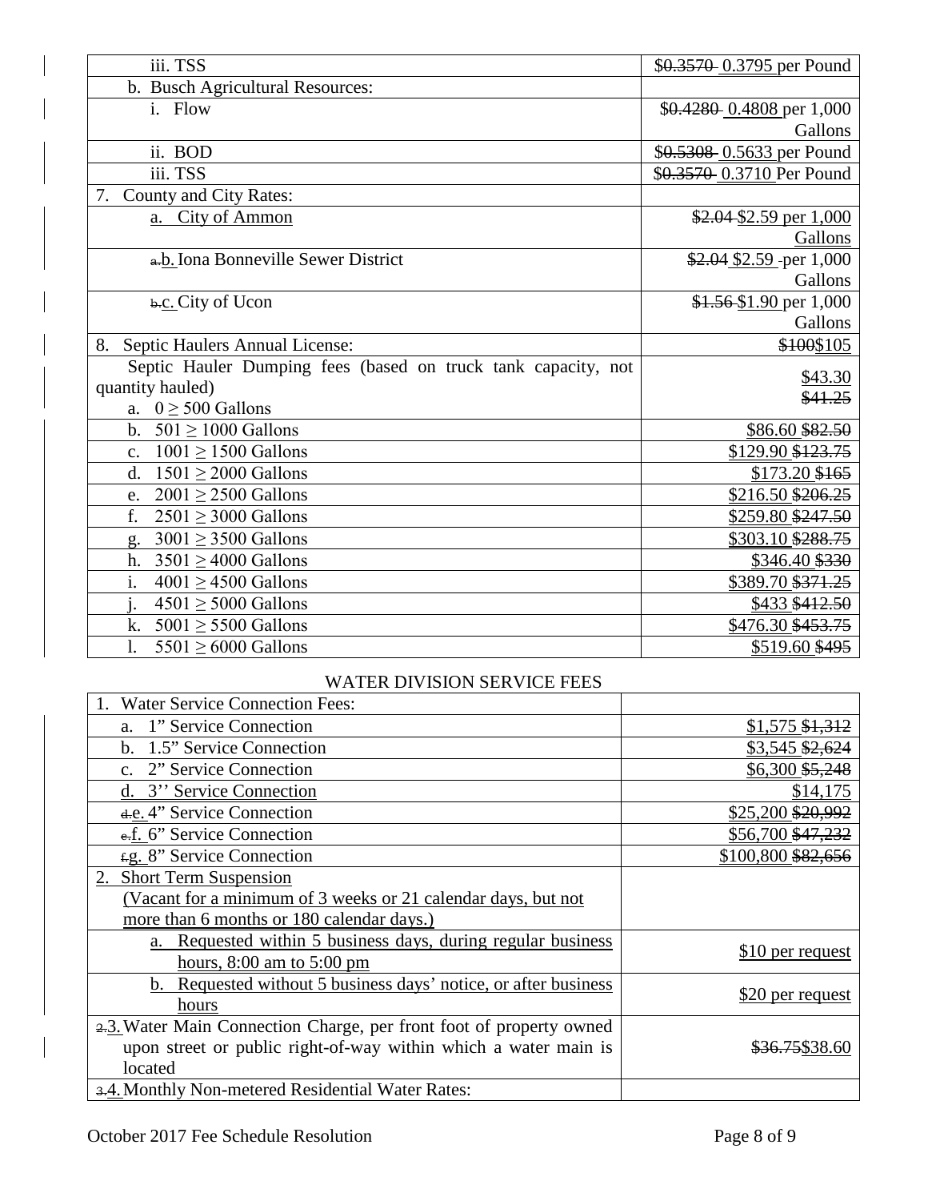| | |
|---|---|
| iii. TSS | ~~$0.3570~~ 0.3795 per Pound |
| b. Busch Agricultural Resources: | |
| i. Flow | ~~$0.4280~~ 0.4808 per 1,000 Gallons |
| ii. BOD | ~~$0.5308~~ 0.5633 per Pound |
| iii. TSS | ~~$0.3570~~ 0.3710 Per Pound |
| 7. County and City Rates: | |
| a. City of Ammon | ~~$2.04~~ $2.59 per 1,000 Gallons |
| ~~a.~~ b. Iona Bonneville Sewer District | ~~$2.04~~ $2.59 per 1,000 Gallons |
| ~~b.~~ c. City of Ucon | ~~$1.56~~ $1.90 per 1,000 Gallons |
| 8. Septic Haulers Annual License: | ~~$100~~ $105 |
| Septic Hauler Dumping fees (based on truck tank capacity, not quantity hauled) a. 0 ≥ 500 Gallons | $43.30 ~~$41.25~~ |
| b. 501 ≥ 1000 Gallons | $86.60 ~~$82.50~~ |
| c. 1001 ≥ 1500 Gallons | $129.90 ~~$123.75~~ |
| d. 1501 ≥ 2000 Gallons | $173.20 ~~$165~~ |
| e. 2001 ≥ 2500 Gallons | $216.50 ~~$206.25~~ |
| f. 2501 ≥ 3000 Gallons | $259.80 ~~$247.50~~ |
| g. 3001 ≥ 3500 Gallons | $303.10 ~~$288.75~~ |
| h. 3501 ≥ 4000 Gallons | $346.40 ~~$330~~ |
| i. 4001 ≥ 4500 Gallons | $389.70 ~~$371.25~~ |
| j. 4501 ≥ 5000 Gallons | $433 ~~$412.50~~ |
| k. 5001 ≥ 5500 Gallons | $476.30 ~~$453.75~~ |
| l. 5501 ≥ 6000 Gallons | $519.60 ~~$495~~ |

WATER DIVISION SERVICE FEES

| | |
|---|---|
| 1. Water Service Connection Fees: | |
| a. 1" Service Connection | $1,575 ~~$1,312~~ |
| b. 1.5" Service Connection | $3,545 ~~$2,624~~ |
| c. 2" Service Connection | $6,300 ~~$5,248~~ |
| d. 3'' Service Connection | $14,175 |
| ~~d.~~ e. 4" Service Connection | $25,200 ~~$20,992~~ |
| ~~e.~~ f. 6" Service Connection | $56,700 ~~$47,232~~ |
| ~~f.~~ g. 8" Service Connection | $100,800 ~~$82,656~~ |
| 2. Short Term Suspension (Vacant for a minimum of 3 weeks or 21 calendar days, but not more than 6 months or 180 calendar days.) | |
| a. Requested within 5 business days, during regular business hours, 8:00 am to 5:00 pm | $10 per request |
| b. Requested without 5 business days' notice, or after business hours | $20 per request |
| ~~2.~~ 3. Water Main Connection Charge, per front foot of property owned upon street or public right-of-way within which a water main is located | ~~$36.75~~ $38.60 |
| ~~3.~~ 4. Monthly Non-metered Residential Water Rates: | |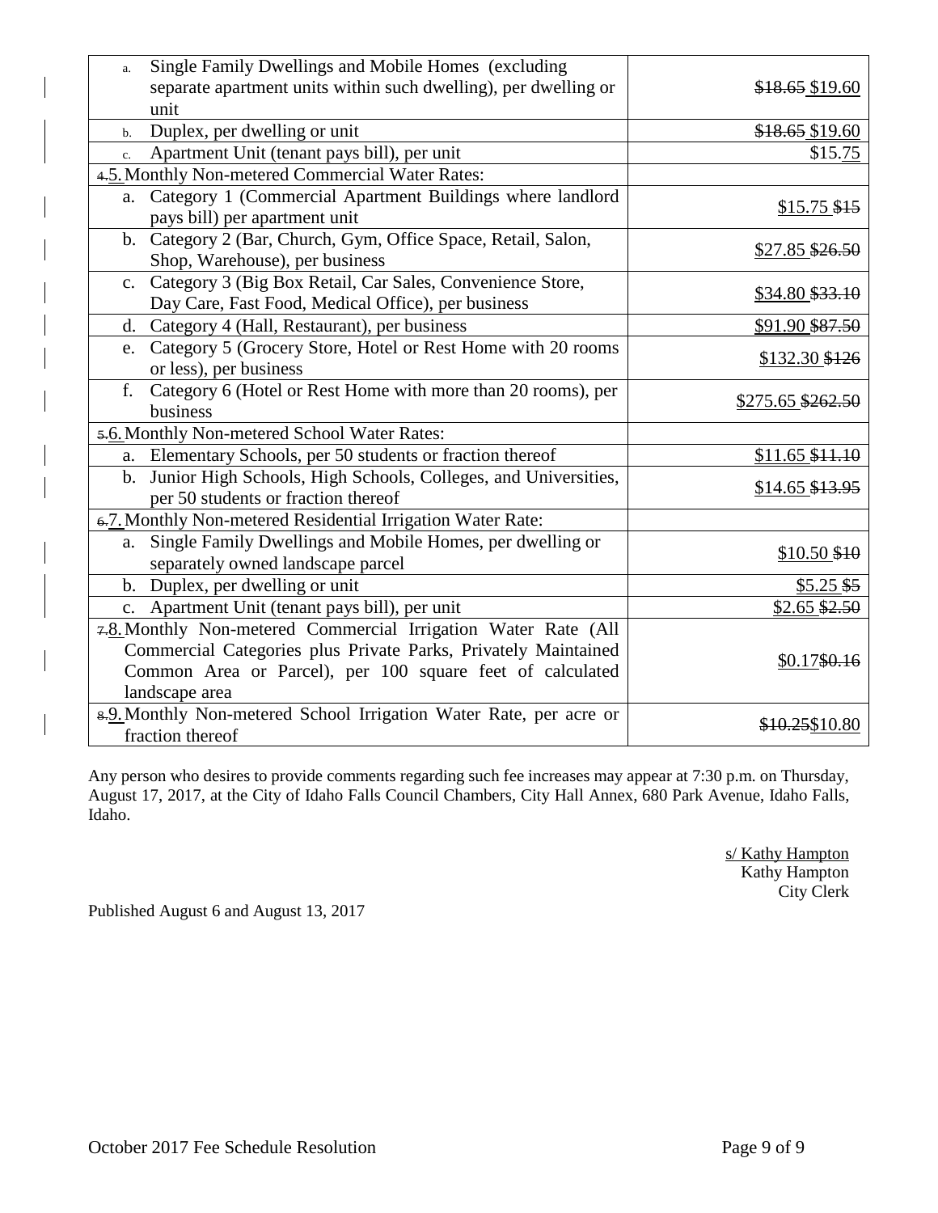| | |
|---|---|
| a. Single Family Dwellings and Mobile Homes (excluding separate apartment units within such dwelling), per dwelling or unit | ~~$18.65~~ $19.60 |
| b. Duplex, per dwelling or unit | ~~$18.65~~ $19.60 |
| c. Apartment Unit (tenant pays bill), per unit | $15.75 |
| ~~4.~~5. Monthly Non-metered Commercial Water Rates: | |
| a. Category 1 (Commercial Apartment Buildings where landlord pays bill) per apartment unit | $15.75 ~~$15~~ |
| b. Category 2 (Bar, Church, Gym, Office Space, Retail, Salon, Shop, Warehouse), per business | $27.85 ~~$26.50~~ |
| c. Category 3 (Big Box Retail, Car Sales, Convenience Store, Day Care, Fast Food, Medical Office), per business | $34.80 ~~$33.10~~ |
| d. Category 4 (Hall, Restaurant), per business | $91.90 ~~$87.50~~ |
| e. Category 5 (Grocery Store, Hotel or Rest Home with 20 rooms or less), per business | $132.30 ~~$126~~ |
| f. Category 6 (Hotel or Rest Home with more than 20 rooms), per business | $275.65 ~~$262.50~~ |
| ~~5.~~6. Monthly Non-metered School Water Rates: | |
| a. Elementary Schools, per 50 students or fraction thereof | $11.65 ~~$11.10~~ |
| b. Junior High Schools, High Schools, Colleges, and Universities, per 50 students or fraction thereof | $14.65 ~~$13.95~~ |
| ~~6.~~7. Monthly Non-metered Residential Irrigation Water Rate: | |
| a. Single Family Dwellings and Mobile Homes, per dwelling or separately owned landscape parcel | $10.50 ~~$10~~ |
| b. Duplex, per dwelling or unit | $5.25 ~~$5~~ |
| c. Apartment Unit (tenant pays bill), per unit | $2.65 ~~$2.50~~ |
| ~~7.~~8. Monthly Non-metered Commercial Irrigation Water Rate (All Commercial Categories plus Private Parks, Privately Maintained Common Area or Parcel), per 100 square feet of calculated landscape area | $0.17~~$0.16~~ |
| ~~8.~~9. Monthly Non-metered School Irrigation Water Rate, per acre or fraction thereof | ~~$10.25~~$10.80 |

Any person who desires to provide comments regarding such fee increases may appear at 7:30 p.m. on Thursday, August 17, 2017, at the City of Idaho Falls Council Chambers, City Hall Annex, 680 Park Avenue, Idaho Falls, Idaho.

s/ Kathy Hampton
Kathy Hampton
City Clerk

Published August 6 and August 13, 2017